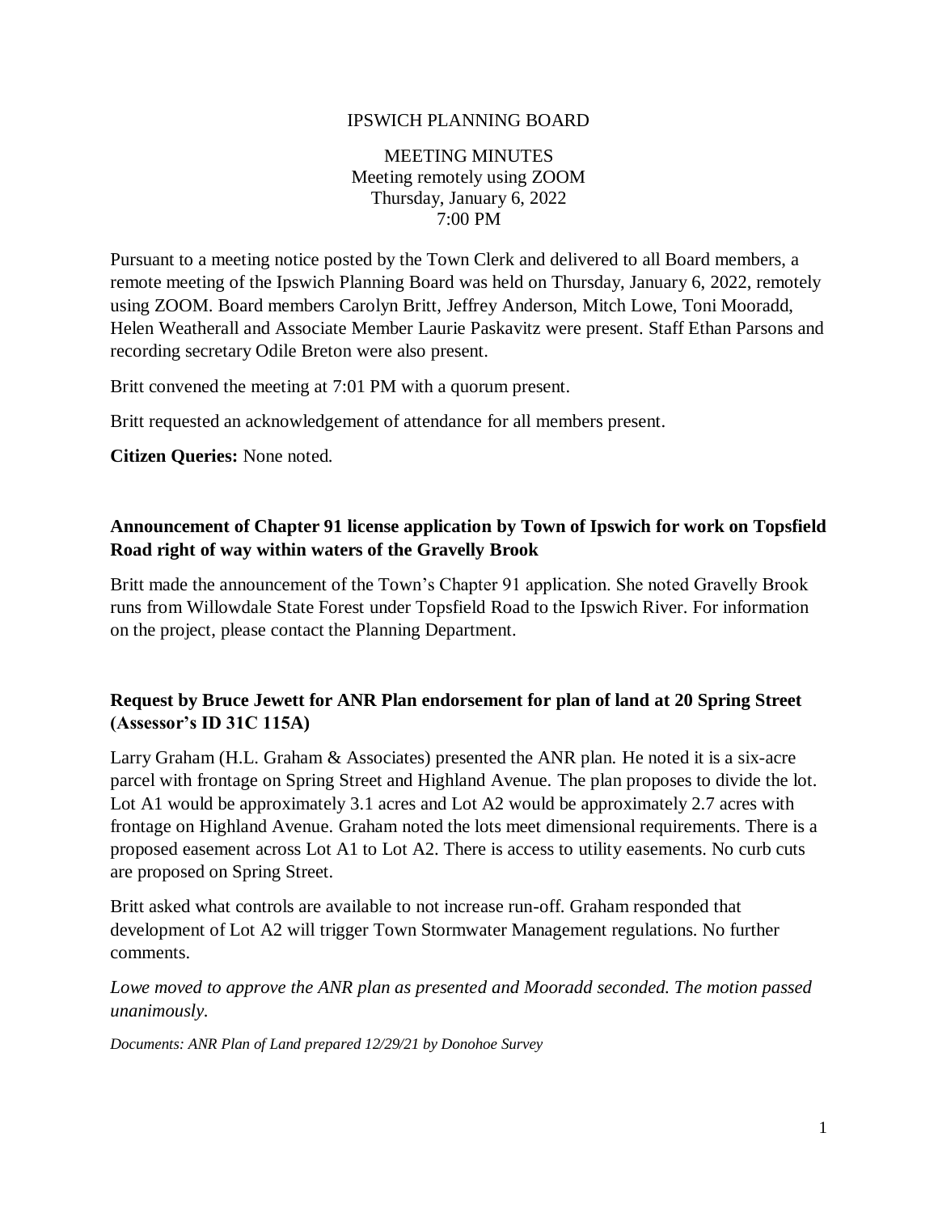# IPSWICH PLANNING BOARD

MEETING MINUTES
Meeting remotely using ZOOM
Thursday, January 6, 2022
7:00 PM

Pursuant to a meeting notice posted by the Town Clerk and delivered to all Board members, a remote meeting of the Ipswich Planning Board was held on Thursday, January 6, 2022, remotely using ZOOM. Board members Carolyn Britt, Jeffrey Anderson, Mitch Lowe, Toni Mooradd, Helen Weatherall and Associate Member Laurie Paskavitz were present. Staff Ethan Parsons and recording secretary Odile Breton were also present.

Britt convened the meeting at 7:01 PM with a quorum present.

Britt requested an acknowledgement of attendance for all members present.

**Citizen Queries:** None noted.

**Announcement of Chapter 91 license application by Town of Ipswich for work on Topsfield Road right of way within waters of the Gravelly Brook**

Britt made the announcement of the Town's Chapter 91 application. She noted Gravelly Brook runs from Willowdale State Forest under Topsfield Road to the Ipswich River. For information on the project, please contact the Planning Department.

**Request by Bruce Jewett for ANR Plan endorsement for plan of land at 20 Spring Street (Assessor's ID 31C 115A)**

Larry Graham (H.L. Graham & Associates) presented the ANR plan. He noted it is a six-acre parcel with frontage on Spring Street and Highland Avenue. The plan proposes to divide the lot. Lot A1 would be approximately 3.1 acres and Lot A2 would be approximately 2.7 acres with frontage on Highland Avenue. Graham noted the lots meet dimensional requirements. There is a proposed easement across Lot A1 to Lot A2. There is access to utility easements. No curb cuts are proposed on Spring Street.

Britt asked what controls are available to not increase run-off. Graham responded that development of Lot A2 will trigger Town Stormwater Management regulations. No further comments.

*Lowe moved to approve the ANR plan as presented and Mooradd seconded. The motion passed unanimously.*

*Documents: ANR Plan of Land prepared 12/29/21 by Donohoe Survey*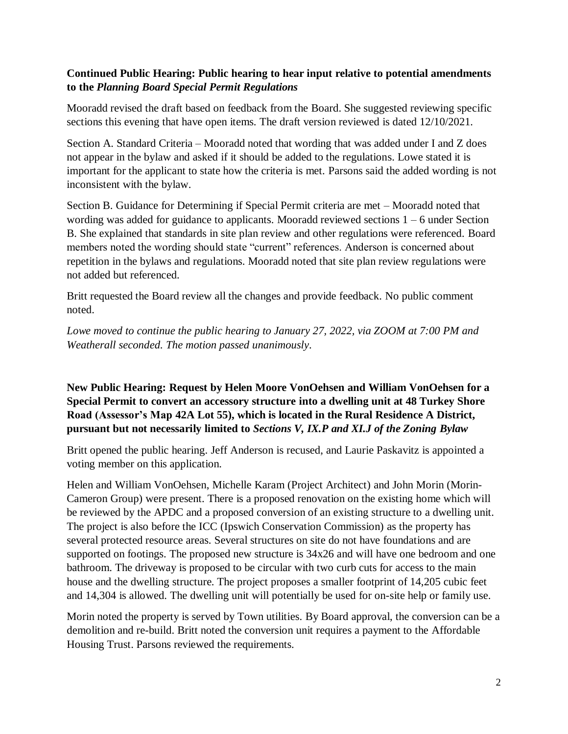**Continued Public Hearing: Public hearing to hear input relative to potential amendments to the *Planning Board Special Permit Regulations***

Mooradd revised the draft based on feedback from the Board. She suggested reviewing specific sections this evening that have open items. The draft version reviewed is dated 12/10/2021.

Section A. Standard Criteria – Mooradd noted that wording that was added under I and Z does not appear in the bylaw and asked if it should be added to the regulations. Lowe stated it is important for the applicant to state how the criteria is met. Parsons said the added wording is not inconsistent with the bylaw.

Section B. Guidance for Determining if Special Permit criteria are met – Mooradd noted that wording was added for guidance to applicants. Mooradd reviewed sections 1 – 6 under Section B. She explained that standards in site plan review and other regulations were referenced. Board members noted the wording should state "current" references. Anderson is concerned about repetition in the bylaws and regulations. Mooradd noted that site plan review regulations were not added but referenced.

Britt requested the Board review all the changes and provide feedback. No public comment noted.

*Lowe moved to continue the public hearing to January 27, 2022, via ZOOM at 7:00 PM and Weatherall seconded. The motion passed unanimously.*

**New Public Hearing: Request by Helen Moore VonOehsen and William VonOehsen for a Special Permit to convert an accessory structure into a dwelling unit at 48 Turkey Shore Road (Assessor's Map 42A Lot 55), which is located in the Rural Residence A District, pursuant but not necessarily limited to *Sections V, IX.P and XI.J of the Zoning Bylaw***

Britt opened the public hearing. Jeff Anderson is recused, and Laurie Paskavitz is appointed a voting member on this application.

Helen and William VonOehsen, Michelle Karam (Project Architect) and John Morin (Morin-Cameron Group) were present. There is a proposed renovation on the existing home which will be reviewed by the APDC and a proposed conversion of an existing structure to a dwelling unit. The project is also before the ICC (Ipswich Conservation Commission) as the property has several protected resource areas. Several structures on site do not have foundations and are supported on footings. The proposed new structure is 34x26 and will have one bedroom and one bathroom. The driveway is proposed to be circular with two curb cuts for access to the main house and the dwelling structure. The project proposes a smaller footprint of 14,205 cubic feet and 14,304 is allowed. The dwelling unit will potentially be used for on-site help or family use.

Morin noted the property is served by Town utilities. By Board approval, the conversion can be a demolition and re-build. Britt noted the conversion unit requires a payment to the Affordable Housing Trust. Parsons reviewed the requirements.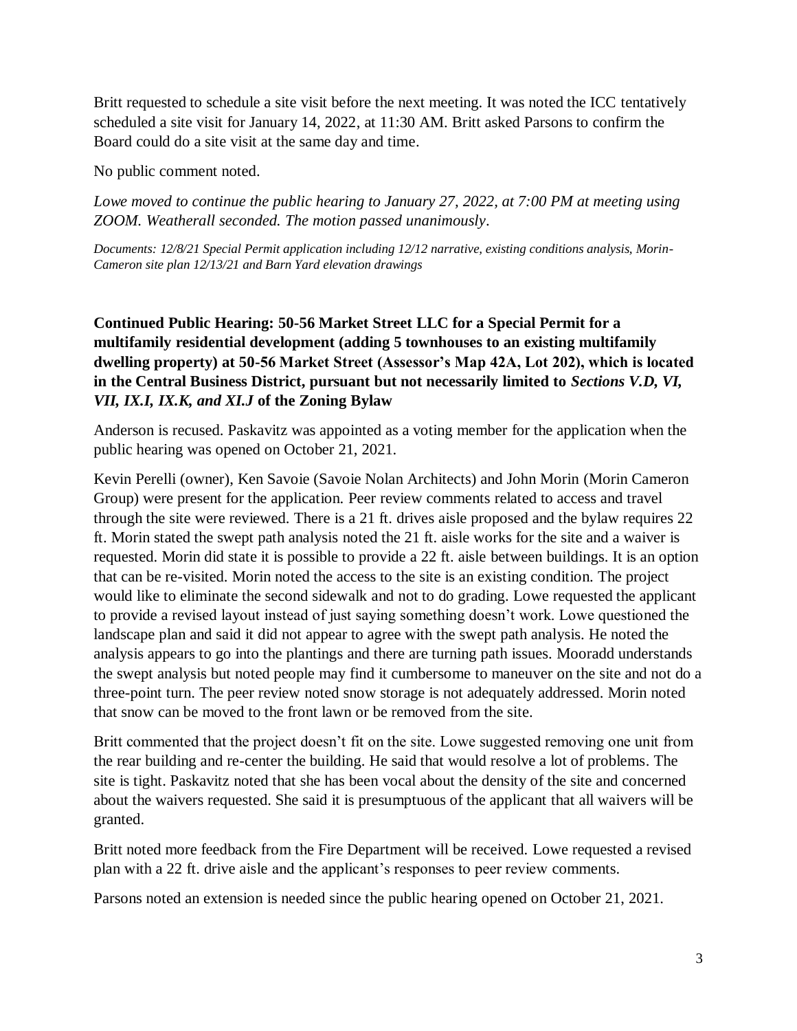Britt requested to schedule a site visit before the next meeting. It was noted the ICC tentatively scheduled a site visit for January 14, 2022, at 11:30 AM. Britt asked Parsons to confirm the Board could do a site visit at the same day and time.

No public comment noted.

*Lowe moved to continue the public hearing to January 27, 2022, at 7:00 PM at meeting using ZOOM. Weatherall seconded. The motion passed unanimously*.

*Documents: 12/8/21 Special Permit application including 12/12 narrative, existing conditions analysis, Morin-Cameron site plan 12/13/21 and Barn Yard elevation drawings*

**Continued Public Hearing: 50-56 Market Street LLC for a Special Permit for a multifamily residential development (adding 5 townhouses to an existing multifamily dwelling property) at 50-56 Market Street (Assessor's Map 42A, Lot 202), which is located in the Central Business District, pursuant but not necessarily limited to *Sections V.D, VI, VII, IX.I, IX.K, and XI.J* of the Zoning Bylaw**

Anderson is recused. Paskavitz was appointed as a voting member for the application when the public hearing was opened on October 21, 2021.

Kevin Perelli (owner), Ken Savoie (Savoie Nolan Architects) and John Morin (Morin Cameron Group) were present for the application. Peer review comments related to access and travel through the site were reviewed. There is a 21 ft. drives aisle proposed and the bylaw requires 22 ft. Morin stated the swept path analysis noted the 21 ft. aisle works for the site and a waiver is requested. Morin did state it is possible to provide a 22 ft. aisle between buildings. It is an option that can be re-visited. Morin noted the access to the site is an existing condition. The project would like to eliminate the second sidewalk and not to do grading. Lowe requested the applicant to provide a revised layout instead of just saying something doesn't work. Lowe questioned the landscape plan and said it did not appear to agree with the swept path analysis. He noted the analysis appears to go into the plantings and there are turning path issues. Mooradd understands the swept analysis but noted people may find it cumbersome to maneuver on the site and not do a three-point turn. The peer review noted snow storage is not adequately addressed. Morin noted that snow can be moved to the front lawn or be removed from the site.

Britt commented that the project doesn't fit on the site. Lowe suggested removing one unit from the rear building and re-center the building. He said that would resolve a lot of problems. The site is tight. Paskavitz noted that she has been vocal about the density of the site and concerned about the waivers requested. She said it is presumptuous of the applicant that all waivers will be granted.

Britt noted more feedback from the Fire Department will be received. Lowe requested a revised plan with a 22 ft. drive aisle and the applicant's responses to peer review comments.

Parsons noted an extension is needed since the public hearing opened on October 21, 2021.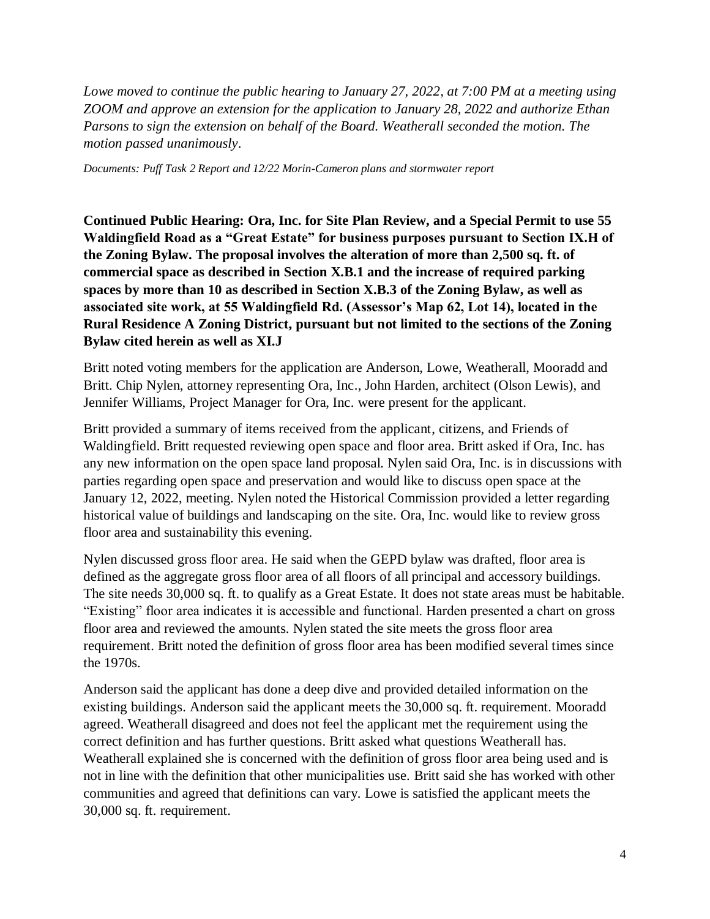*Lowe moved to continue the public hearing to January 27, 2022, at 7:00 PM at a meeting using ZOOM and approve an extension for the application to January 28, 2022 and authorize Ethan Parsons to sign the extension on behalf of the Board. Weatherall seconded the motion. The motion passed unanimously*.

*Documents: Puff Task 2 Report and 12/22 Morin-Cameron plans and stormwater report*

**Continued Public Hearing: Ora, Inc. for Site Plan Review, and a Special Permit to use 55 Waldingfield Road as a "Great Estate" for business purposes pursuant to Section IX.H of the Zoning Bylaw. The proposal involves the alteration of more than 2,500 sq. ft. of commercial space as described in Section X.B.1 and the increase of required parking spaces by more than 10 as described in Section X.B.3 of the Zoning Bylaw, as well as associated site work, at 55 Waldingfield Rd. (Assessor's Map 62, Lot 14), located in the Rural Residence A Zoning District, pursuant but not limited to the sections of the Zoning Bylaw cited herein as well as XI.J**

Britt noted voting members for the application are Anderson, Lowe, Weatherall, Mooradd and Britt. Chip Nylen, attorney representing Ora, Inc., John Harden, architect (Olson Lewis), and Jennifer Williams, Project Manager for Ora, Inc. were present for the applicant.

Britt provided a summary of items received from the applicant, citizens, and Friends of Waldingfield. Britt requested reviewing open space and floor area. Britt asked if Ora, Inc. has any new information on the open space land proposal. Nylen said Ora, Inc. is in discussions with parties regarding open space and preservation and would like to discuss open space at the January 12, 2022, meeting. Nylen noted the Historical Commission provided a letter regarding historical value of buildings and landscaping on the site. Ora, Inc. would like to review gross floor area and sustainability this evening.

Nylen discussed gross floor area. He said when the GEPD bylaw was drafted, floor area is defined as the aggregate gross floor area of all floors of all principal and accessory buildings. The site needs 30,000 sq. ft. to qualify as a Great Estate. It does not state areas must be habitable. "Existing" floor area indicates it is accessible and functional. Harden presented a chart on gross floor area and reviewed the amounts. Nylen stated the site meets the gross floor area requirement. Britt noted the definition of gross floor area has been modified several times since the 1970s.

Anderson said the applicant has done a deep dive and provided detailed information on the existing buildings. Anderson said the applicant meets the 30,000 sq. ft. requirement. Mooradd agreed. Weatherall disagreed and does not feel the applicant met the requirement using the correct definition and has further questions. Britt asked what questions Weatherall has. Weatherall explained she is concerned with the definition of gross floor area being used and is not in line with the definition that other municipalities use. Britt said she has worked with other communities and agreed that definitions can vary. Lowe is satisfied the applicant meets the 30,000 sq. ft. requirement.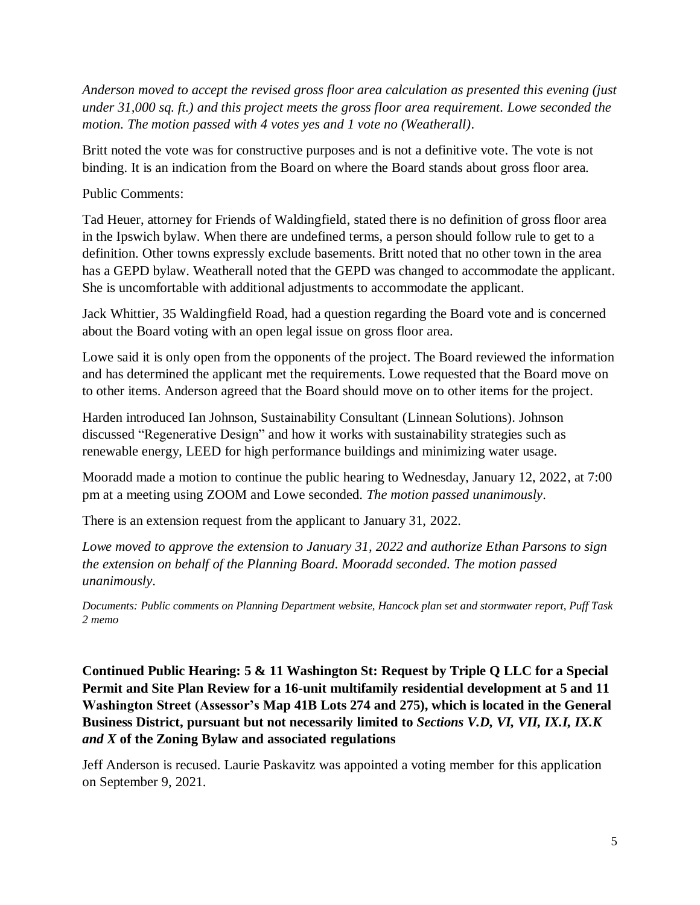*Anderson moved to accept the revised gross floor area calculation as presented this evening (just under 31,000 sq. ft.) and this project meets the gross floor area requirement. Lowe seconded the motion. The motion passed with 4 votes yes and 1 vote no (Weatherall).*

Britt noted the vote was for constructive purposes and is not a definitive vote. The vote is not binding. It is an indication from the Board on where the Board stands about gross floor area.

Public Comments:

Tad Heuer, attorney for Friends of Waldingfield, stated there is no definition of gross floor area in the Ipswich bylaw. When there are undefined terms, a person should follow rule to get to a definition. Other towns expressly exclude basements. Britt noted that no other town in the area has a GEPD bylaw. Weatherall noted that the GEPD was changed to accommodate the applicant. She is uncomfortable with additional adjustments to accommodate the applicant.

Jack Whittier, 35 Waldingfield Road, had a question regarding the Board vote and is concerned about the Board voting with an open legal issue on gross floor area.

Lowe said it is only open from the opponents of the project. The Board reviewed the information and has determined the applicant met the requirements. Lowe requested that the Board move on to other items. Anderson agreed that the Board should move on to other items for the project.

Harden introduced Ian Johnson, Sustainability Consultant (Linnean Solutions). Johnson discussed "Regenerative Design" and how it works with sustainability strategies such as renewable energy, LEED for high performance buildings and minimizing water usage.

Mooradd made a motion to continue the public hearing to Wednesday, January 12, 2022, at 7:00 pm at a meeting using ZOOM and Lowe seconded. *The motion passed unanimously*.

There is an extension request from the applicant to January 31, 2022.

*Lowe moved to approve the extension to January 31, 2022 and authorize Ethan Parsons to sign the extension on behalf of the Planning Board. Mooradd seconded. The motion passed unanimously.*

*Documents: Public comments on Planning Department website, Hancock plan set and stormwater report, Puff Task 2 memo*

**Continued Public Hearing: 5 & 11 Washington St: Request by Triple Q LLC for a Special Permit and Site Plan Review for a 16-unit multifamily residential development at 5 and 11 Washington Street (Assessor's Map 41B Lots 274 and 275), which is located in the General Business District, pursuant but not necessarily limited to *Sections V.D, VI, VII, IX.I, IX.K and X* of the Zoning Bylaw and associated regulations**

Jeff Anderson is recused. Laurie Paskavitz was appointed a voting member for this application on September 9, 2021.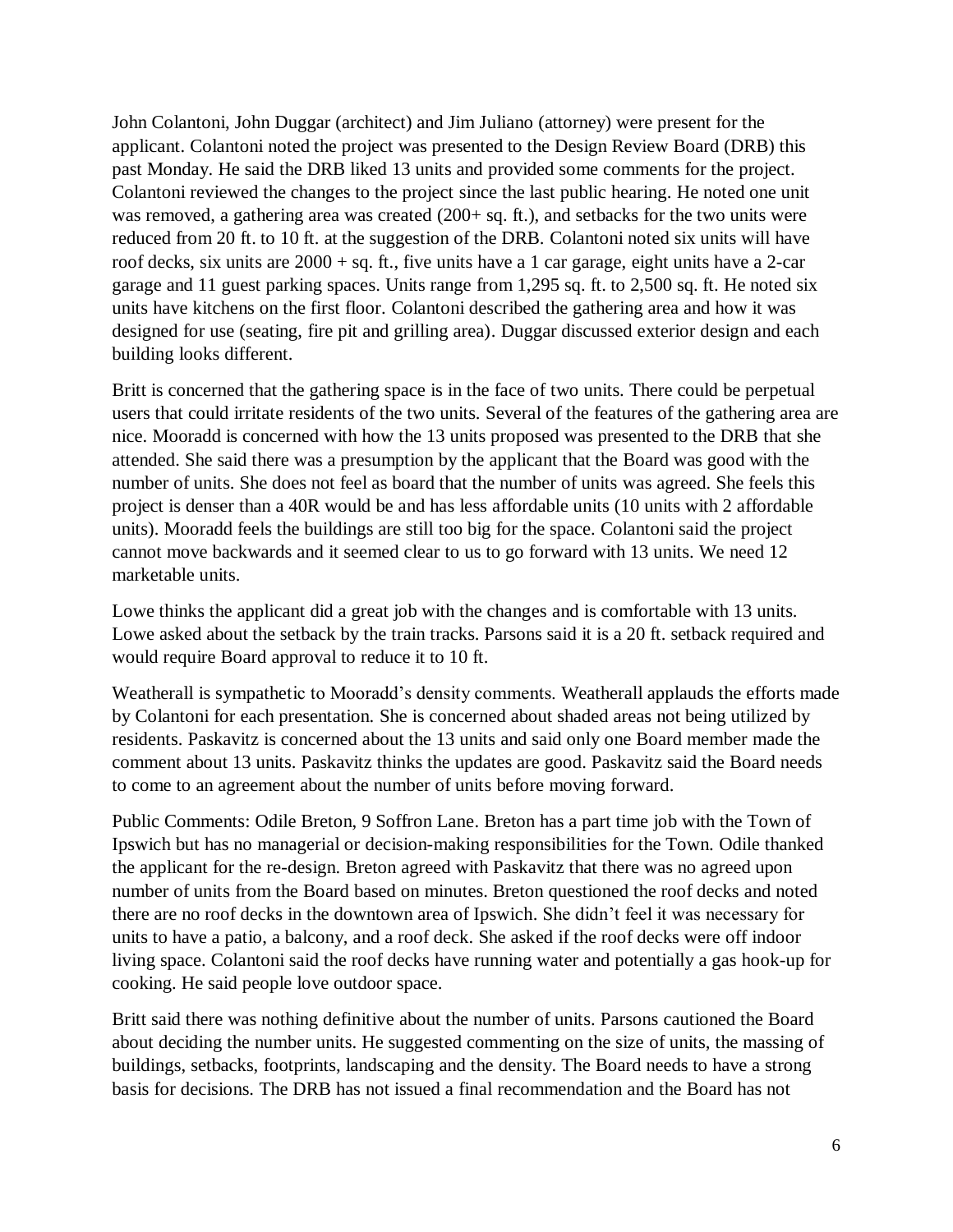John Colantoni, John Duggar (architect) and Jim Juliano (attorney) were present for the applicant. Colantoni noted the project was presented to the Design Review Board (DRB) this past Monday. He said the DRB liked 13 units and provided some comments for the project. Colantoni reviewed the changes to the project since the last public hearing. He noted one unit was removed, a gathering area was created (200+ sq. ft.), and setbacks for the two units were reduced from 20 ft. to 10 ft. at the suggestion of the DRB. Colantoni noted six units will have roof decks, six units are 2000 + sq. ft., five units have a 1 car garage, eight units have a 2-car garage and 11 guest parking spaces. Units range from 1,295 sq. ft. to 2,500 sq. ft. He noted six units have kitchens on the first floor. Colantoni described the gathering area and how it was designed for use (seating, fire pit and grilling area). Duggar discussed exterior design and each building looks different.

Britt is concerned that the gathering space is in the face of two units. There could be perpetual users that could irritate residents of the two units. Several of the features of the gathering area are nice. Mooradd is concerned with how the 13 units proposed was presented to the DRB that she attended. She said there was a presumption by the applicant that the Board was good with the number of units. She does not feel as board that the number of units was agreed. She feels this project is denser than a 40R would be and has less affordable units (10 units with 2 affordable units). Mooradd feels the buildings are still too big for the space. Colantoni said the project cannot move backwards and it seemed clear to us to go forward with 13 units. We need 12 marketable units.

Lowe thinks the applicant did a great job with the changes and is comfortable with 13 units. Lowe asked about the setback by the train tracks. Parsons said it is a 20 ft. setback required and would require Board approval to reduce it to 10 ft.

Weatherall is sympathetic to Mooradd's density comments. Weatherall applauds the efforts made by Colantoni for each presentation. She is concerned about shaded areas not being utilized by residents. Paskavitz is concerned about the 13 units and said only one Board member made the comment about 13 units. Paskavitz thinks the updates are good. Paskavitz said the Board needs to come to an agreement about the number of units before moving forward.

Public Comments: Odile Breton, 9 Soffron Lane. Breton has a part time job with the Town of Ipswich but has no managerial or decision-making responsibilities for the Town. Odile thanked the applicant for the re-design. Breton agreed with Paskavitz that there was no agreed upon number of units from the Board based on minutes. Breton questioned the roof decks and noted there are no roof decks in the downtown area of Ipswich. She didn't feel it was necessary for units to have a patio, a balcony, and a roof deck. She asked if the roof decks were off indoor living space. Colantoni said the roof decks have running water and potentially a gas hook-up for cooking. He said people love outdoor space.

Britt said there was nothing definitive about the number of units. Parsons cautioned the Board about deciding the number units. He suggested commenting on the size of units, the massing of buildings, setbacks, footprints, landscaping and the density. The Board needs to have a strong basis for decisions. The DRB has not issued a final recommendation and the Board has not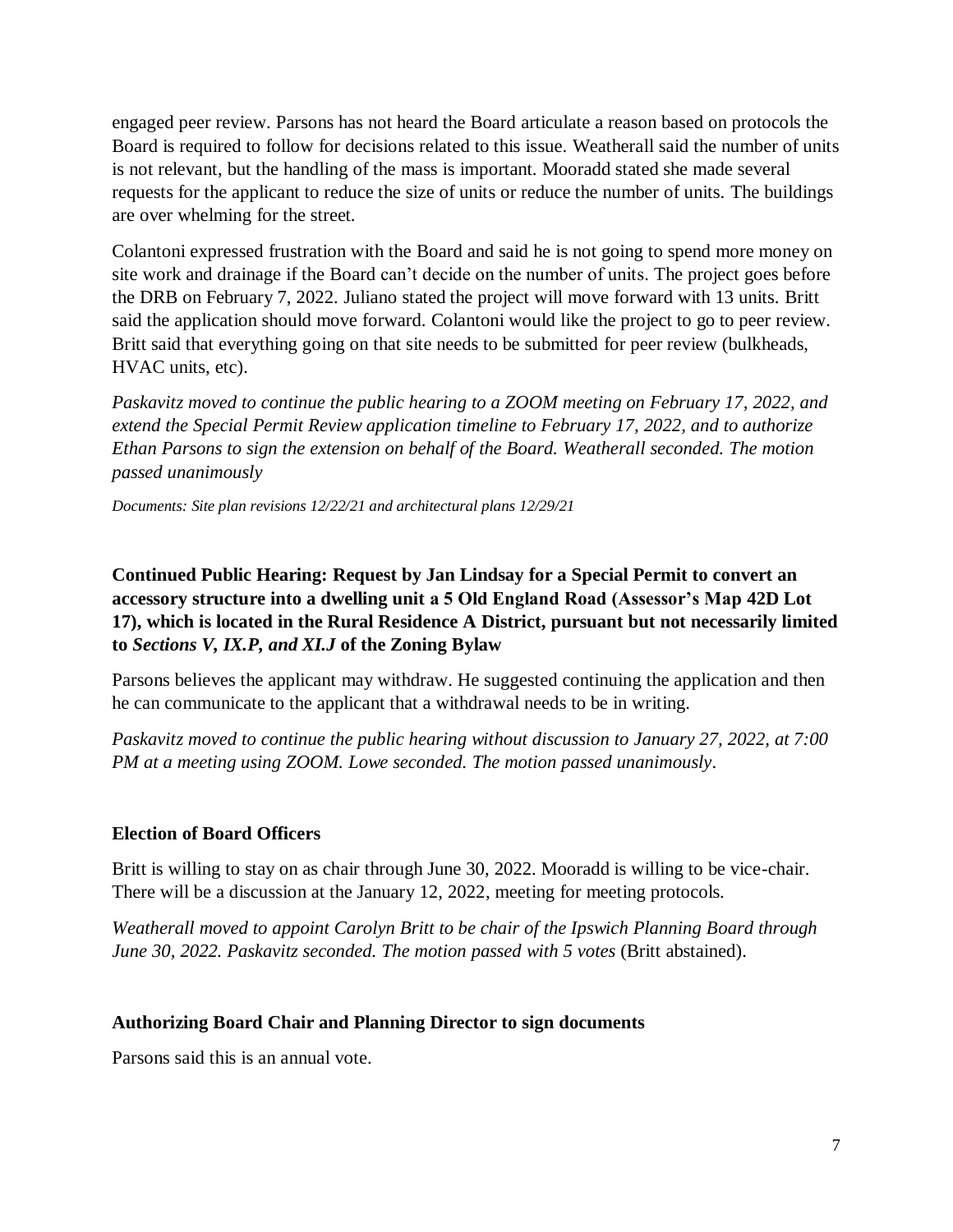engaged peer review. Parsons has not heard the Board articulate a reason based on protocols the Board is required to follow for decisions related to this issue. Weatherall said the number of units is not relevant, but the handling of the mass is important. Mooradd stated she made several requests for the applicant to reduce the size of units or reduce the number of units. The buildings are over whelming for the street.

Colantoni expressed frustration with the Board and said he is not going to spend more money on site work and drainage if the Board can't decide on the number of units. The project goes before the DRB on February 7, 2022. Juliano stated the project will move forward with 13 units. Britt said the application should move forward. Colantoni would like the project to go to peer review. Britt said that everything going on that site needs to be submitted for peer review (bulkheads, HVAC units, etc).

*Paskavitz moved to continue the public hearing to a ZOOM meeting on February 17, 2022, and extend the Special Permit Review application timeline to February 17, 2022, and to authorize Ethan Parsons to sign the extension on behalf of the Board. Weatherall seconded. The motion passed unanimously*

*Documents: Site plan revisions 12/22/21 and architectural plans 12/29/21*

**Continued Public Hearing: Request by Jan Lindsay for a Special Permit to convert an accessory structure into a dwelling unit a 5 Old England Road (Assessor's Map 42D Lot 17), which is located in the Rural Residence A District, pursuant but not necessarily limited to *Sections V, IX.P, and XI.J* of the Zoning Bylaw**

Parsons believes the applicant may withdraw. He suggested continuing the application and then he can communicate to the applicant that a withdrawal needs to be in writing.

*Paskavitz moved to continue the public hearing without discussion to January 27, 2022, at 7:00 PM at a meeting using ZOOM. Lowe seconded. The motion passed unanimously*.

**Election of Board Officers**

Britt is willing to stay on as chair through June 30, 2022. Mooradd is willing to be vice-chair. There will be a discussion at the January 12, 2022, meeting for meeting protocols.

*Weatherall moved to appoint Carolyn Britt to be chair of the Ipswich Planning Board through June 30, 2022. Paskavitz seconded. The motion passed with 5 votes* (Britt abstained).

**Authorizing Board Chair and Planning Director to sign documents**

Parsons said this is an annual vote.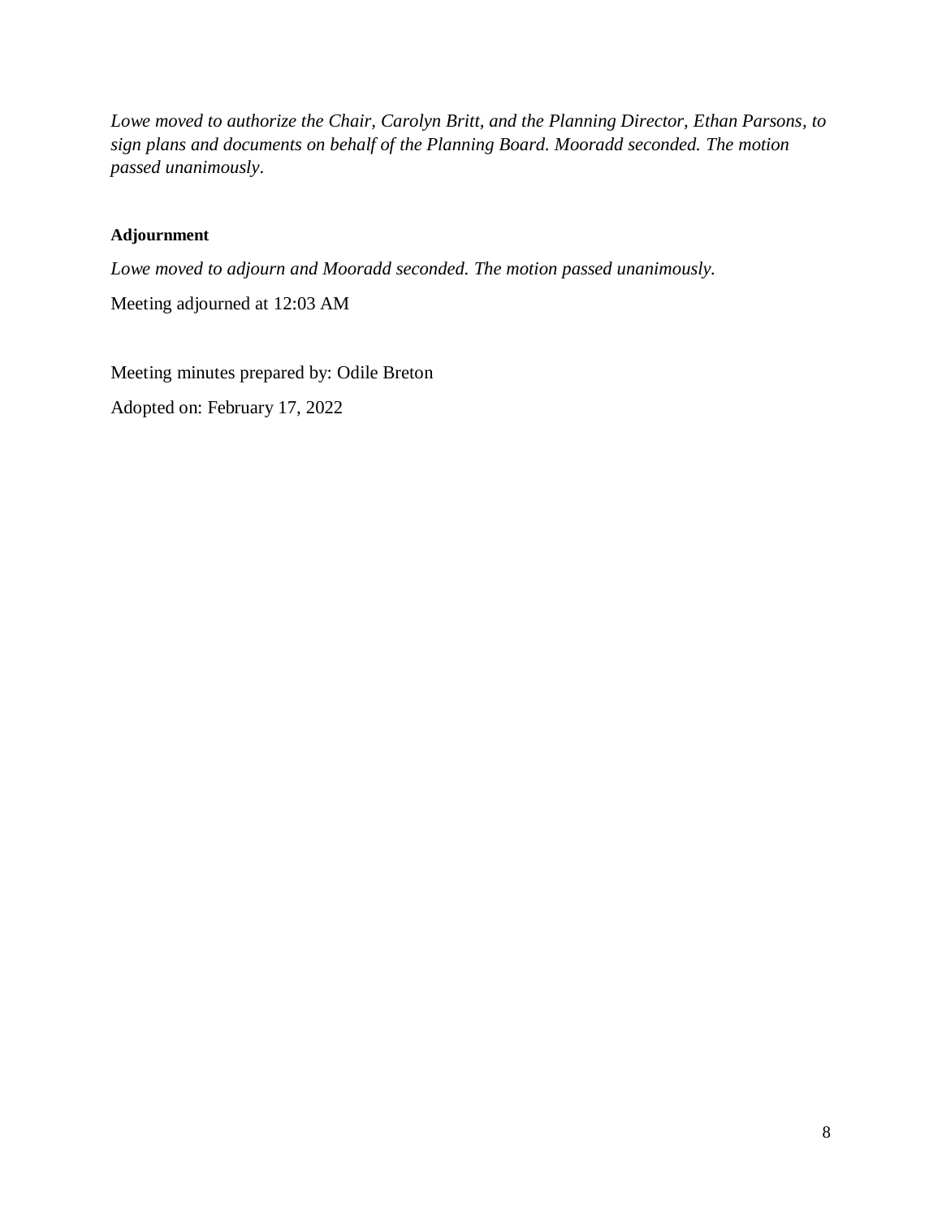*Lowe moved to authorize the Chair, Carolyn Britt, and the Planning Director, Ethan Parsons, to sign plans and documents on behalf of the Planning Board. Mooradd seconded. The motion passed unanimously*.

**Adjournment**

*Lowe moved to adjourn and Mooradd seconded. The motion passed unanimously.*

Meeting adjourned at 12:03 AM

Meeting minutes prepared by: Odile Breton

Adopted on: February 17, 2022